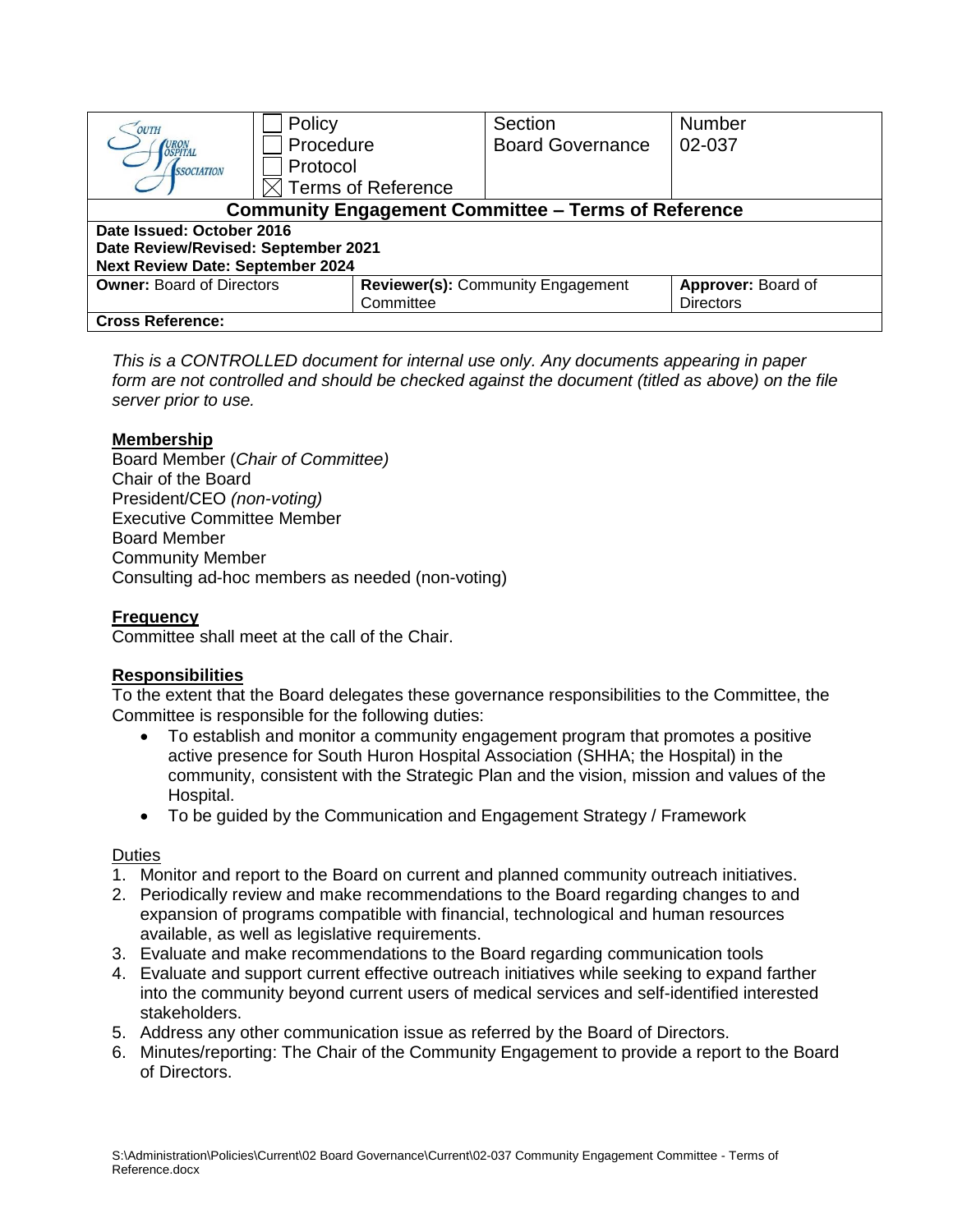| South Huron Hospital Association | ☐ Policy<br>☐ Procedure<br>☐ Protocol<br>☒ Terms of Reference | Section<br>Board Governance | Number<br>02-037 |
| --- | --- | --- | --- |
| **Community Engagement Committee – Terms of Reference** | | | |
| **Date Issued: October 2016**<br>**Date Review/Revised: September 2021**<br>**Next Review Date: September 2024** | | | |
| **Owner:** Board of Directors | **Reviewer(s):** Community Engagement Committee | | **Approver:** Board of Directors |
| **Cross Reference:** | | | |

*This is a CONTROLLED document for internal use only. Any documents appearing in paper form are not controlled and should be checked against the document (titled as above) on the file server prior to use.*

**Membership**

Board Member (*Chair of Committee)*
Chair of the Board
President/CEO *(non-voting)*
Executive Committee Member
Board Member
Community Member
Consulting ad-hoc members as needed (non-voting)

**Frequency**

Committee shall meet at the call of the Chair.

**Responsibilities**

To the extent that the Board delegates these governance responsibilities to the Committee, the Committee is responsible for the following duties:

- To establish and monitor a community engagement program that promotes a positive active presence for South Huron Hospital Association (SHHA; the Hospital) in the community, consistent with the Strategic Plan and the vision, mission and values of the Hospital.
- To be guided by the Communication and Engagement Strategy / Framework

Duties

1. Monitor and report to the Board on current and planned community outreach initiatives.
2. Periodically review and make recommendations to the Board regarding changes to and expansion of programs compatible with financial, technological and human resources available, as well as legislative requirements.
3. Evaluate and make recommendations to the Board regarding communication tools
4. Evaluate and support current effective outreach initiatives while seeking to expand farther into the community beyond current users of medical services and self-identified interested stakeholders.
5. Address any other communication issue as referred by the Board of Directors.
6. Minutes/reporting: The Chair of the Community Engagement to provide a report to the Board of Directors.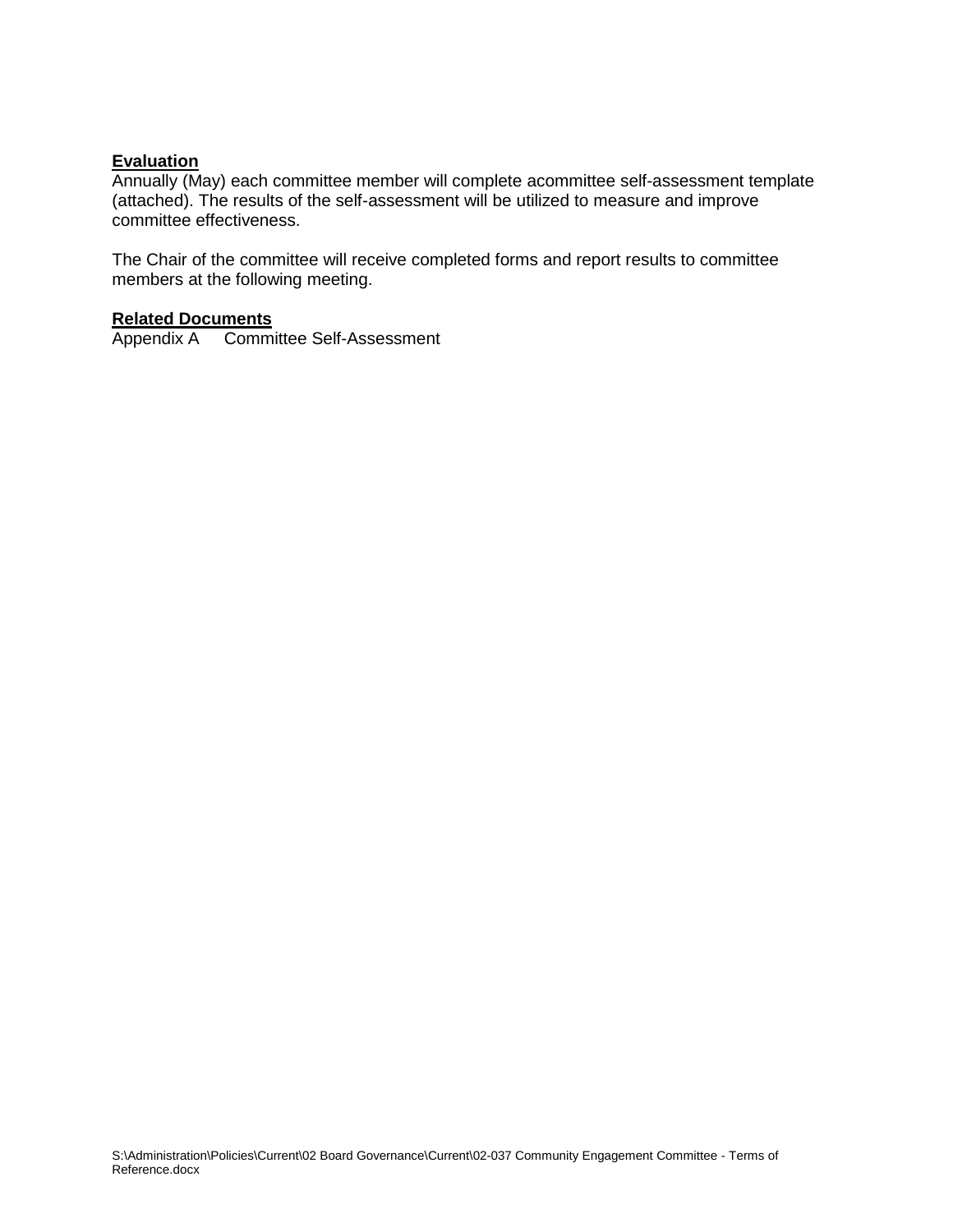**Evaluation**

Annually (May) each committee member will complete acommittee self-assessment template (attached). The results of the self-assessment will be utilized to measure and improve committee effectiveness.

The Chair of the committee will receive completed forms and report results to committee members at the following meeting.

**Related Documents**

Appendix A  Committee Self-Assessment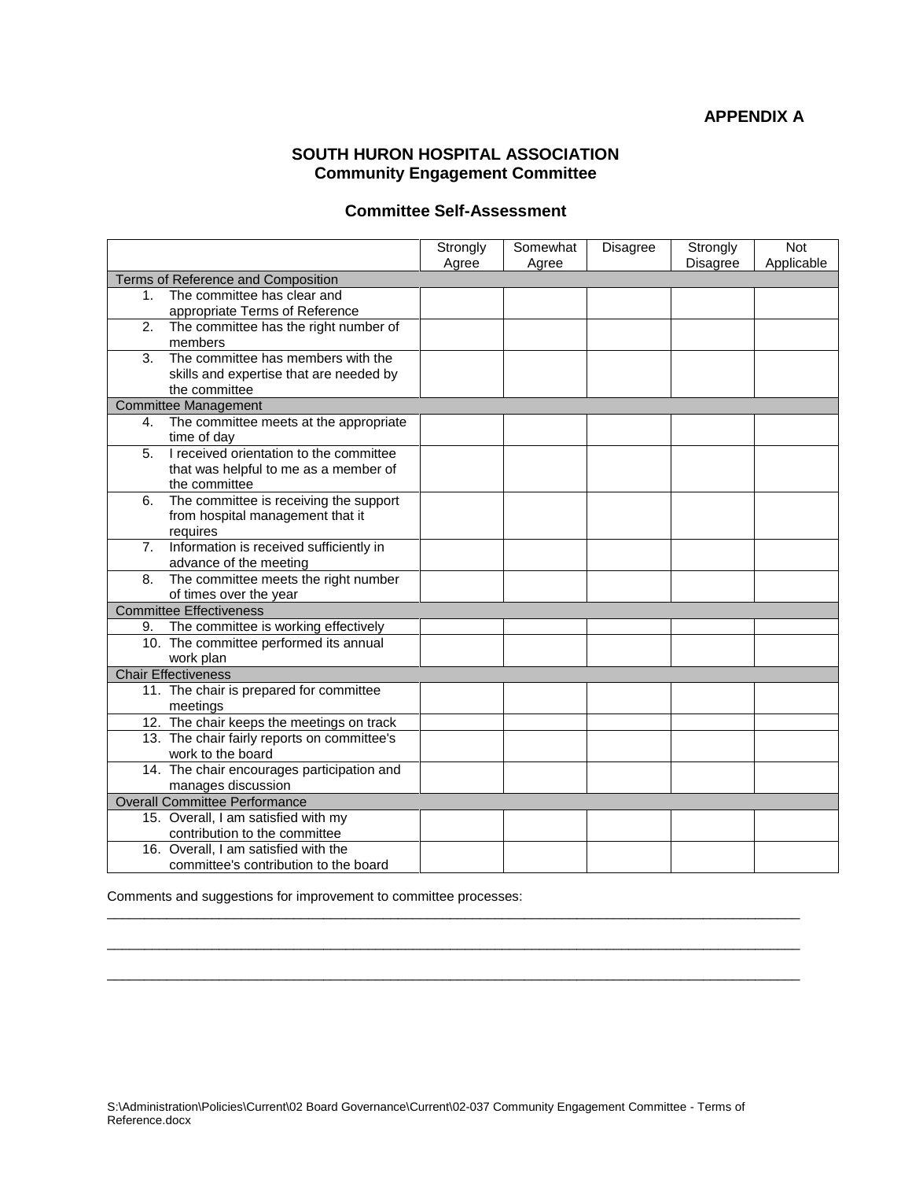**APPENDIX A**

## SOUTH HURON HOSPITAL ASSOCIATION
## Community Engagement Committee

### Committee Self-Assessment

| | Strongly Agree | Somewhat Agree | Disagree | Strongly Disagree | Not Applicable |
|---|---|---|---|---|---|
| **Terms of Reference and Composition** | | | | | |
| 1. The committee has clear and appropriate Terms of Reference | | | | | |
| 2. The committee has the right number of members | | | | | |
| 3. The committee has members with the skills and expertise that are needed by the committee | | | | | |
| **Committee Management** | | | | | |
| 4. The committee meets at the appropriate time of day | | | | | |
| 5. I received orientation to the committee that was helpful to me as a member of the committee | | | | | |
| 6. The committee is receiving the support from hospital management that it requires | | | | | |
| 7. Information is received sufficiently in advance of the meeting | | | | | |
| 8. The committee meets the right number of times over the year | | | | | |
| **Committee Effectiveness** | | | | | |
| 9. The committee is working effectively | | | | | |
| 10. The committee performed its annual work plan | | | | | |
| **Chair Effectiveness** | | | | | |
| 11. The chair is prepared for committee meetings | | | | | |
| 12. The chair keeps the meetings on track | | | | | |
| 13. The chair fairly reports on committee's work to the board | | | | | |
| 14. The chair encourages participation and manages discussion | | | | | |
| **Overall Committee Performance** | | | | | |
| 15. Overall, I am satisfied with my contribution to the committee | | | | | |
| 16. Overall, I am satisfied with the committee's contribution to the board | | | | | |

Comments and suggestions for improvement to committee processes:

______________________________________________________________________________

______________________________________________________________________________

______________________________________________________________________________

S:\Administration\Policies\Current\02 Board Governance\Current\02-037 Community Engagement Committee - Terms of Reference.docx